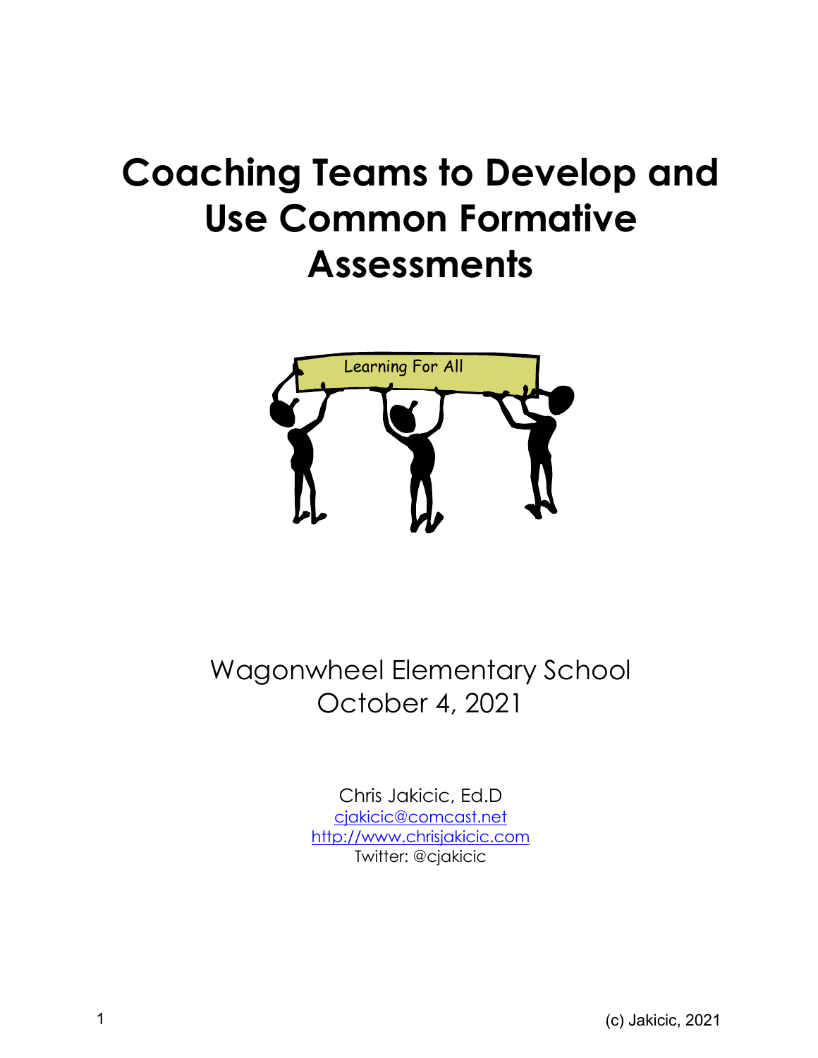# Coaching Teams to Develop and Use Common Formative Assessments

Wagonwheel Elementary School
October 4, 2021

Chris Jakicic, Ed.D
cjakicic@comcast.net
http://www.chrisjakicic.com
Twitter: @cjakicic

(c) Jakicic, 2021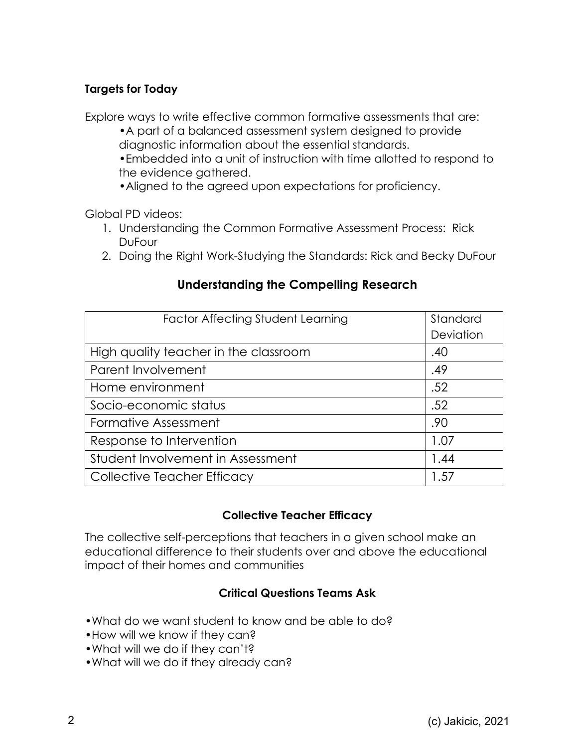**Targets for Today**

Explore ways to write effective common formative assessments that are:

- A part of a balanced assessment system designed to provide diagnostic information about the essential standards.
- Embedded into a unit of instruction with time allotted to respond to the evidence gathered.
- Aligned to the agreed upon expectations for proficiency.

Global PD videos:

1. Understanding the Common Formative Assessment Process: Rick DuFour
2. Doing the Right Work-Studying the Standards: Rick and Becky DuFour

## Understanding the Compelling Research

| Factor Affecting Student Learning | Standard Deviation |
|---|---|
| High quality teacher in the classroom | .40 |
| Parent Involvement | .49 |
| Home environment | .52 |
| Socio-economic status | .52 |
| Formative Assessment | .90 |
| Response to Intervention | 1.07 |
| Student Involvement in Assessment | 1.44 |
| Collective Teacher Efficacy | 1.57 |

### Collective Teacher Efficacy

The collective self-perceptions that teachers in a given school make an educational difference to their students over and above the educational impact of their homes and communities

### Critical Questions Teams Ask

- What do we want student to know and be able to do?
- How will we know if they can?
- What will we do if they can't?
- What will we do if they already can?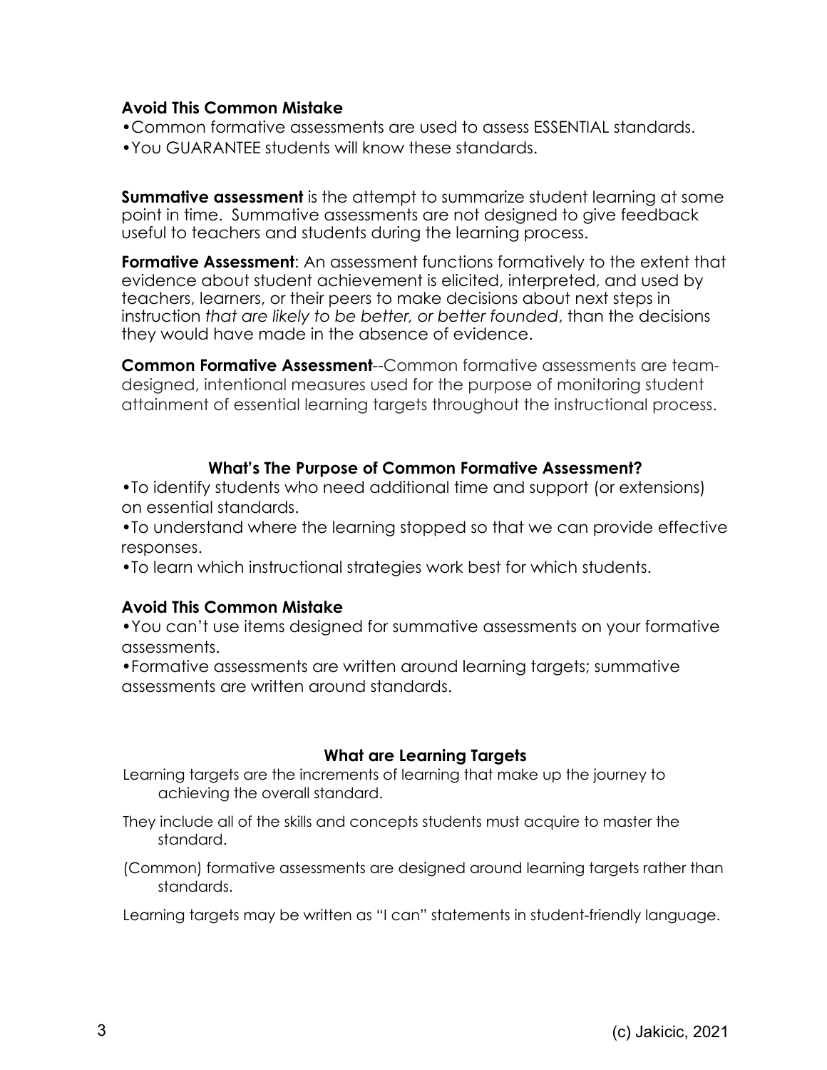**Avoid This Common Mistake**

- Common formative assessments are used to assess ESSENTIAL standards.
- You GUARANTEE students will know these standards.

**Summative assessment** is the attempt to summarize student learning at some point in time. Summative assessments are not designed to give feedback useful to teachers and students during the learning process.

**Formative Assessment**: An assessment functions formatively to the extent that evidence about student achievement is elicited, interpreted, and used by teachers, learners, or their peers to make decisions about next steps in instruction *that are likely to be better, or better founded*, than the decisions they would have made in the absence of evidence.

**Common Formative Assessment**--Common formative assessments are team-designed, intentional measures used for the purpose of monitoring student attainment of essential learning targets throughout the instructional process.

### What's The Purpose of Common Formative Assessment?

- To identify students who need additional time and support (or extensions) on essential standards.
- To understand where the learning stopped so that we can provide effective responses.
- To learn which instructional strategies work best for which students.

**Avoid This Common Mistake**

- You can't use items designed for summative assessments on your formative assessments.
- Formative assessments are written around learning targets; summative assessments are written around standards.

### What are Learning Targets

Learning targets are the increments of learning that make up the journey to achieving the overall standard.

They include all of the skills and concepts students must acquire to master the standard.

(Common) formative assessments are designed around learning targets rather than standards.

Learning targets may be written as "I can" statements in student-friendly language.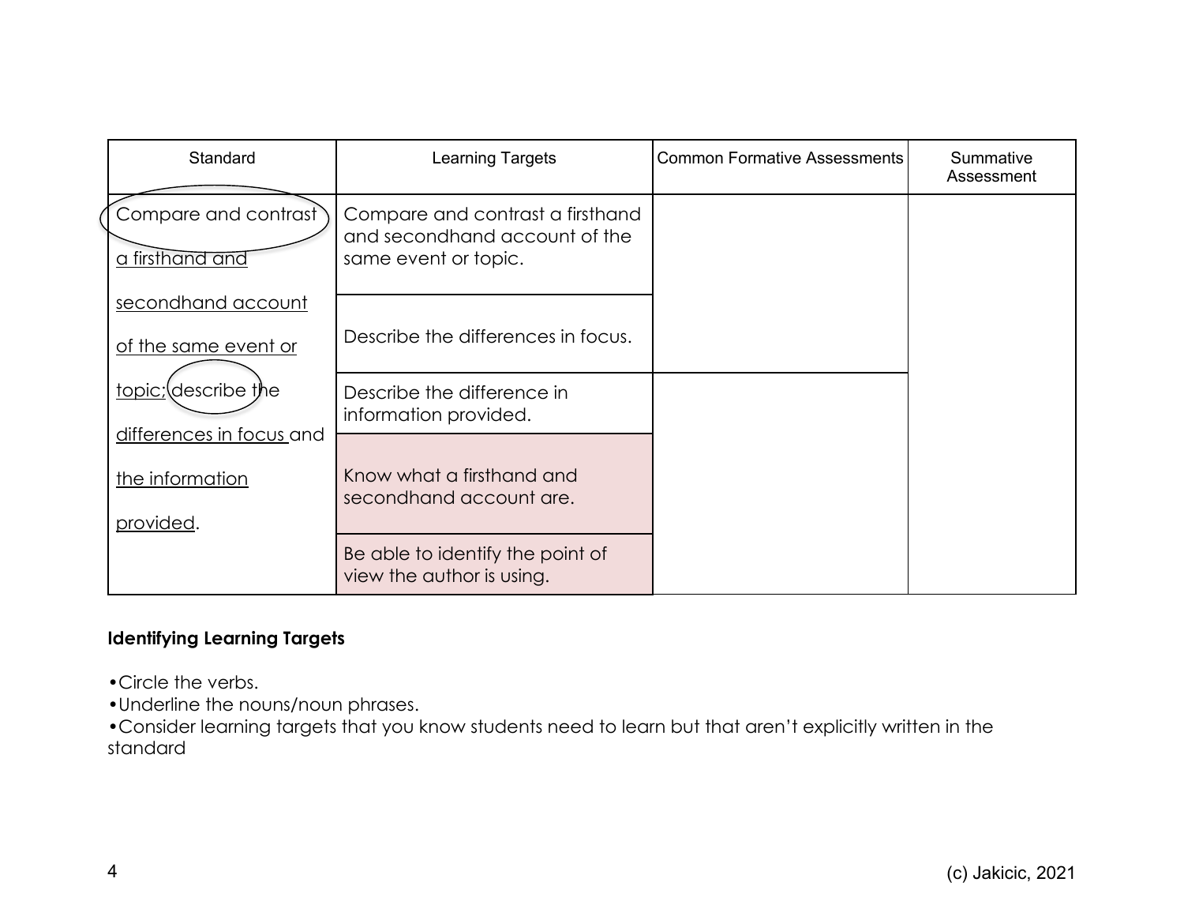| Standard | Learning Targets | Common Formative Assessments | Summative Assessment |
|---|---|---|---|
| Compare and contrast a firsthand and secondhand account of the same event or topic; describe the differences in focus and the information provided. | Compare and contrast a firsthand and secondhand account of the same event or topic. | | |
| | Describe the differences in focus. | | |
| | Describe the difference in information provided. | | |
| | Know what a firsthand and secondhand account are. | | |
| | Be able to identify the point of view the author is using. | | |

**Identifying Learning Targets**

- Circle the verbs.
- Underline the nouns/noun phrases.
- Consider learning targets that you know students need to learn but that aren't explicitly written in the standard

(c) Jakicic, 2021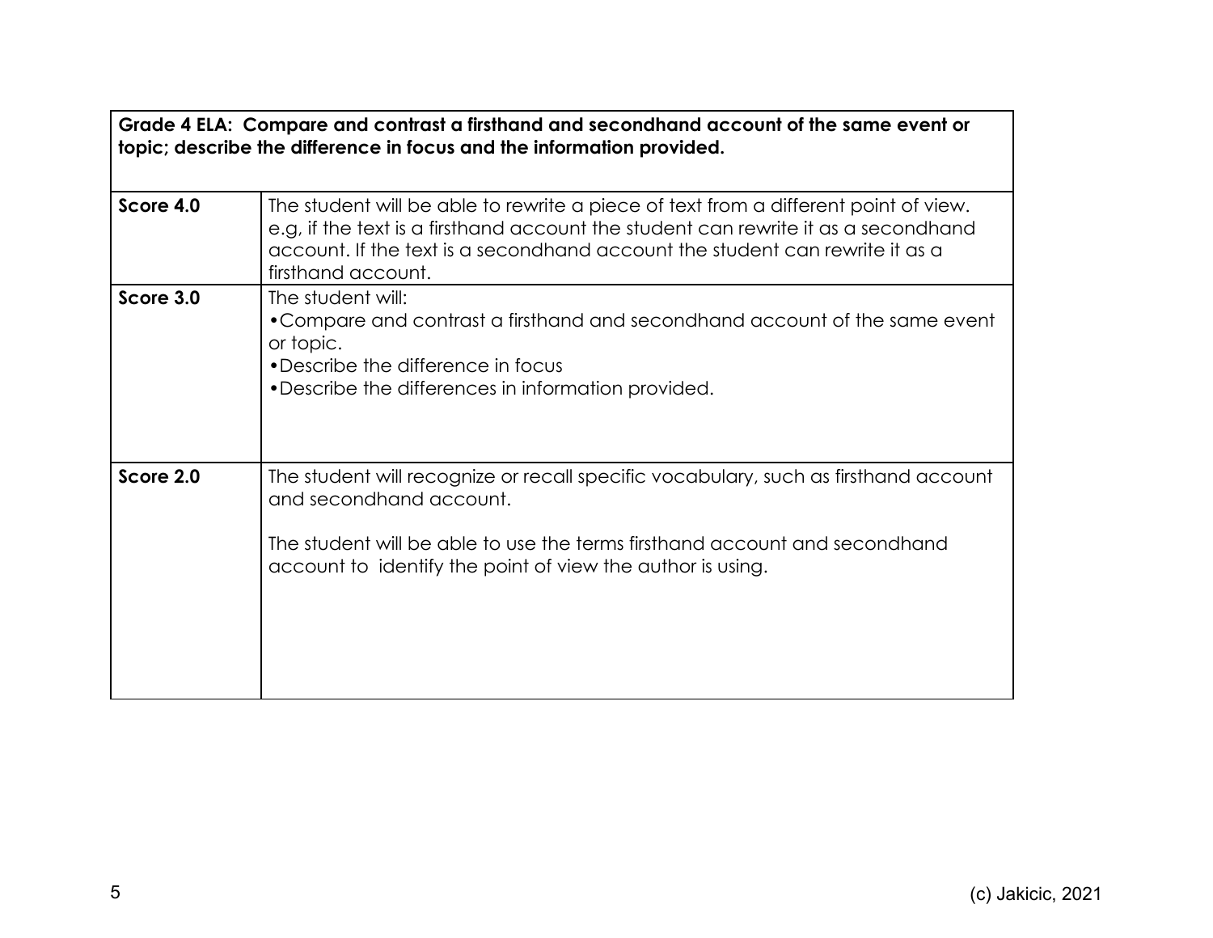| **Grade 4 ELA: Compare and contrast a firsthand and secondhand account of the same event or topic; describe the difference in focus and the information provided.** | |
|---|---|
| **Score 4.0** | The student will be able to rewrite a piece of text from a different point of view. e.g, if the text is a firsthand account the student can rewrite it as a secondhand account. If the text is a secondhand account the student can rewrite it as a firsthand account. |
| **Score 3.0** | The student will:<br>•Compare and contrast a firsthand and secondhand account of the same event or topic.<br>•Describe the difference in focus<br>•Describe the differences in information provided. |
| **Score 2.0** | The student will recognize or recall specific vocabulary, such as firsthand account and secondhand account.<br><br>The student will be able to use the terms firsthand account and secondhand account to identify the point of view the author is using. |

(c) Jakicic, 2021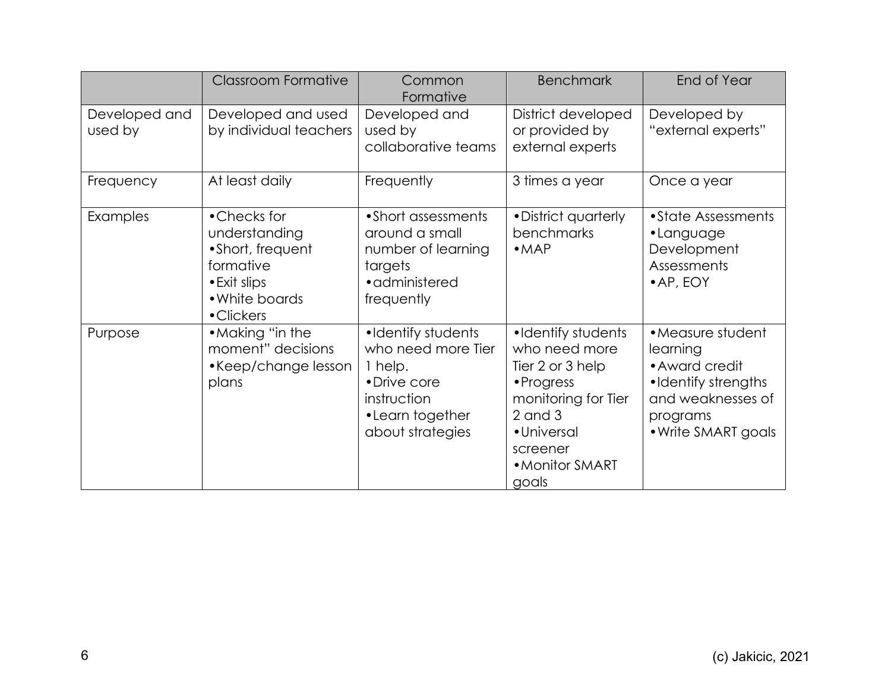| | Classroom Formative | Common Formative | Benchmark | End of Year |
|---|---|---|---|---|
| Developed and used by | Developed and used by individual teachers | Developed and used by collaborative teams | District developed or provided by external experts | Developed by "external experts" |
| Frequency | At least daily | Frequently | 3 times a year | Once a year |
| Examples | •Checks for understanding<br>•Short, frequent formative<br>•Exit slips<br>•White boards<br>•Clickers | •Short assessments around a small number of learning targets<br>•administered frequently | •District quarterly benchmarks<br>•MAP | •State Assessments<br>•Language Development Assessments<br>•AP, EOY |
| Purpose | •Making "in the moment" decisions<br>•Keep/change lesson plans | •Identify students who need more Tier 1 help.<br>•Drive core instruction<br>•Learn together about strategies | •Identify students who need more Tier 2 or 3 help<br>•Progress monitoring for Tier 2 and 3<br>•Universal screener<br>•Monitor SMART goals | •Measure student learning<br>•Award credit<br>•Identify strengths and weaknesses of programs<br>•Write SMART goals |

(c) Jakicic, 2021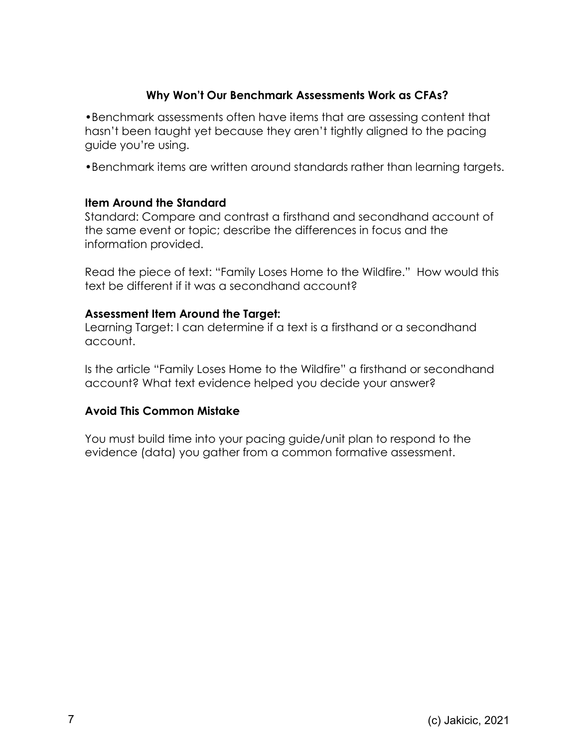### Why Won't Our Benchmark Assessments Work as CFAs?

- Benchmark assessments often have items that are assessing content that hasn't been taught yet because they aren't tightly aligned to the pacing guide you're using.
- Benchmark items are written around standards rather than learning targets.

**Item Around the Standard**
Standard: Compare and contrast a firsthand and secondhand account of the same event or topic; describe the differences in focus and the information provided.

Read the piece of text: "Family Loses Home to the Wildfire." How would this text be different if it was a secondhand account?

**Assessment Item Around the Target:**
Learning Target: I can determine if a text is a firsthand or a secondhand account.

Is the article "Family Loses Home to the Wildfire" a firsthand or secondhand account? What text evidence helped you decide your answer?

**Avoid This Common Mistake**

You must build time into your pacing guide/unit plan to respond to the evidence (data) you gather from a common formative assessment.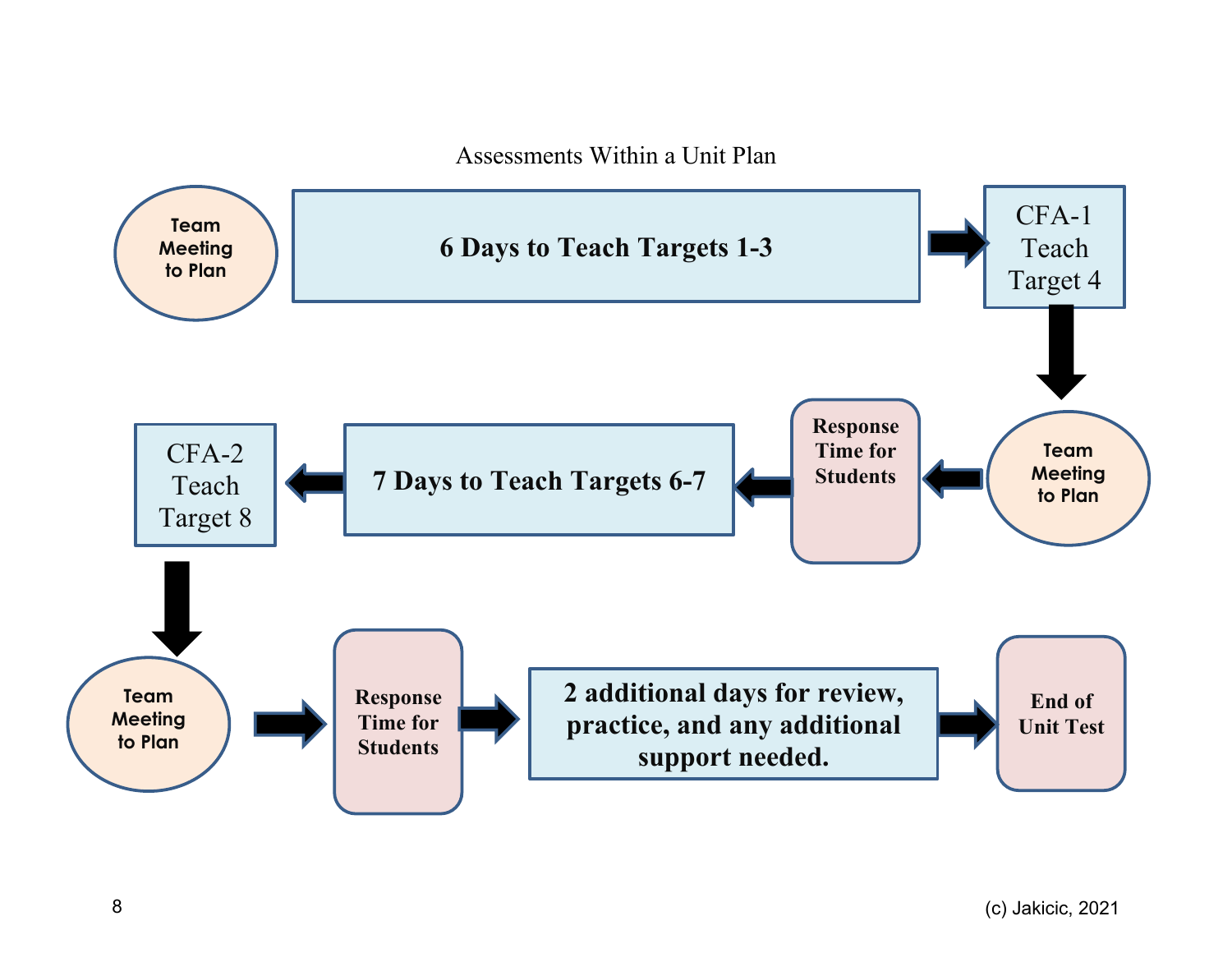Assessments Within a Unit Plan

Team Meeting to Plan → **6 Days to Teach Targets 1-3** → CFA-1 Teach Target 4

↓

Team Meeting to Plan → **Response Time for Students** → **7 Days to Teach Targets 6-7** → CFA-2 Teach Target 8

↓

Team Meeting to Plan → **Response Time for Students** → **2 additional days for review, practice, and any additional support needed.** → **End of Unit Test**

(c) Jakicic, 2021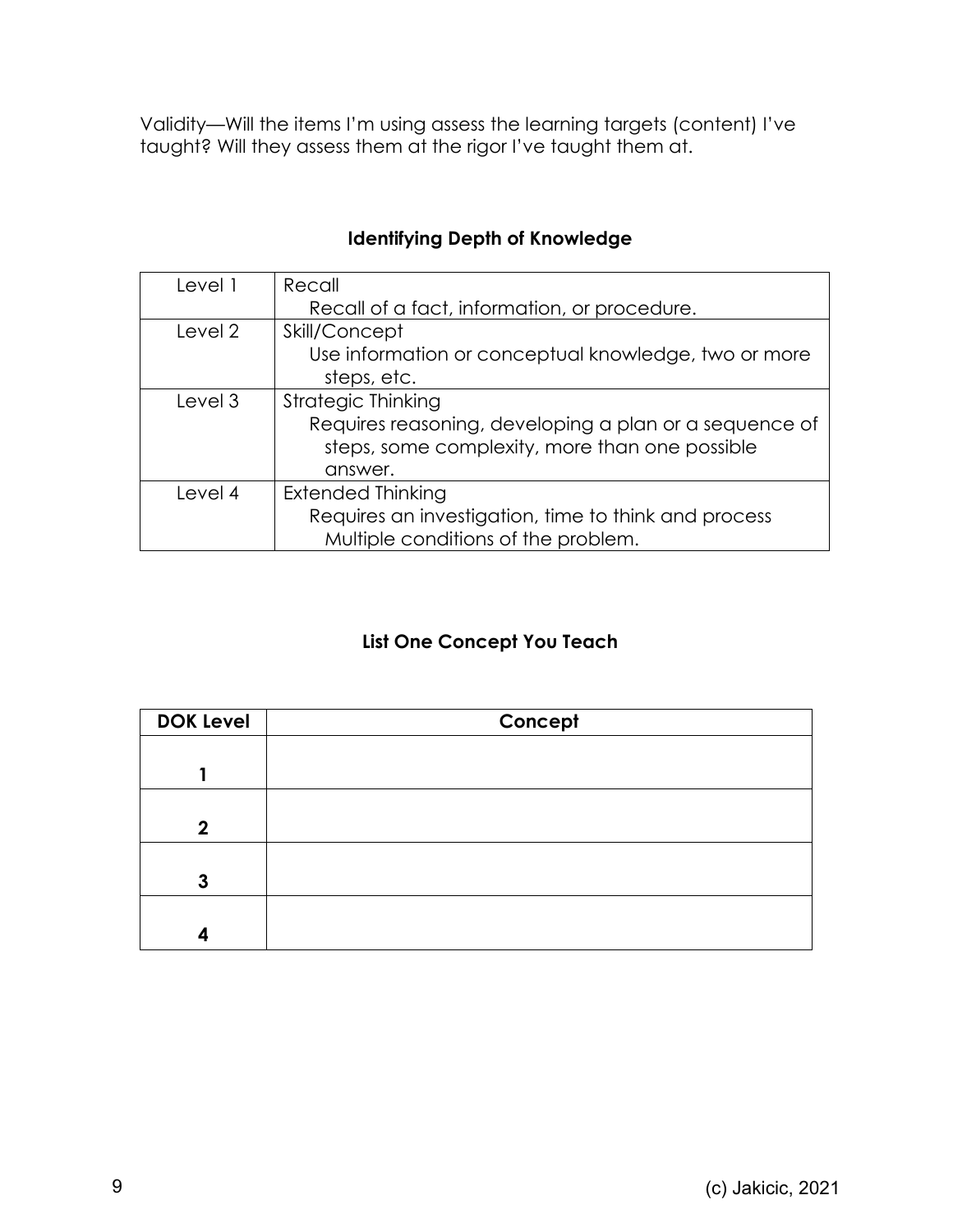Validity—Will the items I'm using assess the learning targets (content) I've taught? Will they assess them at the rigor I've taught them at.

## Identifying Depth of Knowledge

| Level | Description |
|---|---|
| Level 1 | Recall<br>Recall of a fact, information, or procedure. |
| Level 2 | Skill/Concept<br>Use information or conceptual knowledge, two or more steps, etc. |
| Level 3 | Strategic Thinking<br>Requires reasoning, developing a plan or a sequence of steps, some complexity, more than one possible answer. |
| Level 4 | Extended Thinking<br>Requires an investigation, time to think and process Multiple conditions of the problem. |

## List One Concept You Teach

| DOK Level | Concept |
|---|---|
| 1 | |
| 2 | |
| 3 | |
| 4 | |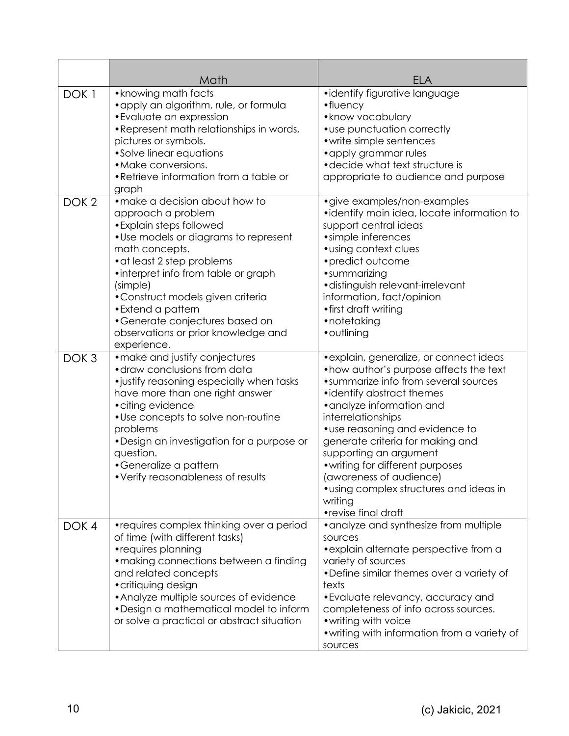|  | Math | ELA |
|---|---|---|
| DOK 1 | •knowing math facts<br>•apply an algorithm, rule, or formula<br>•Evaluate an expression<br>•Represent math relationships in words, pictures or symbols.<br>•Solve linear equations<br>•Make conversions.<br>•Retrieve information from a table or graph | •identify figurative language<br>•fluency<br>•know vocabulary<br>•use punctuation correctly<br>•write simple sentences<br>•apply grammar rules<br>•decide what text structure is appropriate to audience and purpose |
| DOK 2 | •make a decision about how to approach a problem<br>•Explain steps followed<br>•Use models or diagrams to represent math concepts.<br>•at least 2 step problems<br>•interpret info from table or graph (simple)<br>•Construct models given criteria<br>•Extend a pattern<br>•Generate conjectures based on observations or prior knowledge and experience. | •give examples/non-examples<br>•identify main idea, locate information to support central ideas<br>•simple inferences<br>•using context clues<br>•predict outcome<br>•summarizing<br>•distinguish relevant-irrelevant information, fact/opinion<br>•first draft writing<br>•notetaking<br>•outlining |
| DOK 3 | •make and justify conjectures<br>•draw conclusions from data<br>•justify reasoning especially when tasks have more than one right answer<br>•citing evidence<br>•Use concepts to solve non-routine problems<br>•Design an investigation for a purpose or question.<br>•Generalize a pattern<br>•Verify reasonableness of results | •explain, generalize, or connect ideas<br>•how author's purpose affects the text<br>•summarize info from several sources<br>•identify abstract themes<br>•analyze information and interrelationships<br>•use reasoning and evidence to generate criteria for making and supporting an argument<br>•writing for different purposes (awareness of audience)<br>•using complex structures and ideas in writing<br>•revise final draft |
| DOK 4 | •requires complex thinking over a period of time (with different tasks)<br>•requires planning<br>•making connections between a finding and related concepts<br>•critiquing design<br>•Analyze multiple sources of evidence<br>•Design a mathematical model to inform or solve a practical or abstract situation | •analyze and synthesize from multiple sources<br>•explain alternate perspective from a variety of sources<br>•Define similar themes over a variety of texts<br>•Evaluate relevancy, accuracy and completeness of info across sources.<br>•writing with voice<br>•writing with information from a variety of sources |

(c) Jakicic, 2021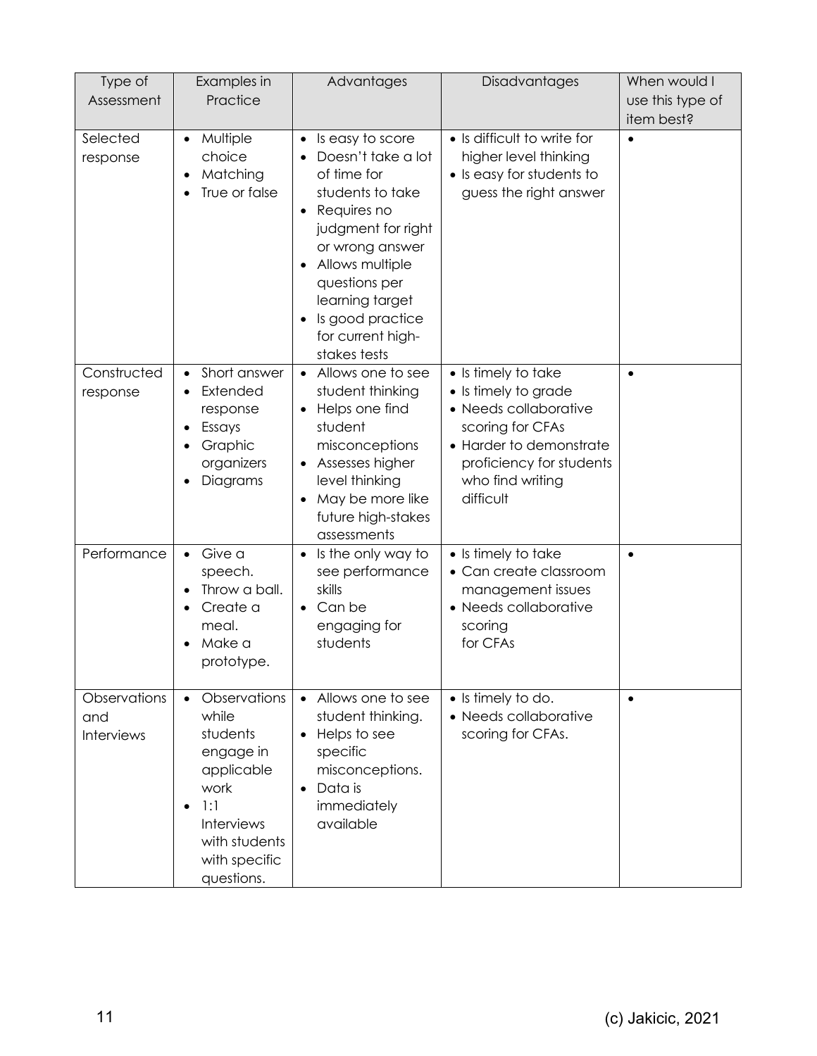| Type of Assessment | Examples in Practice | Advantages | Disadvantages | When would I use this type of item best? |
| --- | --- | --- | --- | --- |
| Selected response | • Multiple choice<br>• Matching<br>• True or false | • Is easy to score<br>• Doesn't take a lot of time for students to take<br>• Requires no judgment for right or wrong answer<br>• Allows multiple questions per learning target<br>• Is good practice for current high-stakes tests | • Is difficult to write for higher level thinking<br>• Is easy for students to guess the right answer | • |
| Constructed response | • Short answer<br>• Extended response<br>• Essays<br>• Graphic organizers<br>• Diagrams | • Allows one to see student thinking<br>• Helps one find student misconceptions<br>• Assesses higher level thinking<br>• May be more like future high-stakes assessments | • Is timely to take<br>• Is timely to grade<br>• Needs collaborative scoring for CFAs<br>• Harder to demonstrate proficiency for students who find writing difficult | • |
| Performance | • Give a speech.<br>• Throw a ball.<br>• Create a meal.<br>• Make a prototype. | • Is the only way to see performance skills<br>• Can be engaging for students | • Is timely to take<br>• Can create classroom management issues<br>• Needs collaborative scoring for CFAs | • |
| Observations and Interviews | • Observations while students engage in applicable work<br>• 1:1 Interviews with students with specific questions. | • Allows one to see student thinking.<br>• Helps to see specific misconceptions.<br>• Data is immediately available | • Is timely to do.<br>• Needs collaborative scoring for CFAs. | • |

(c) Jakicic, 2021